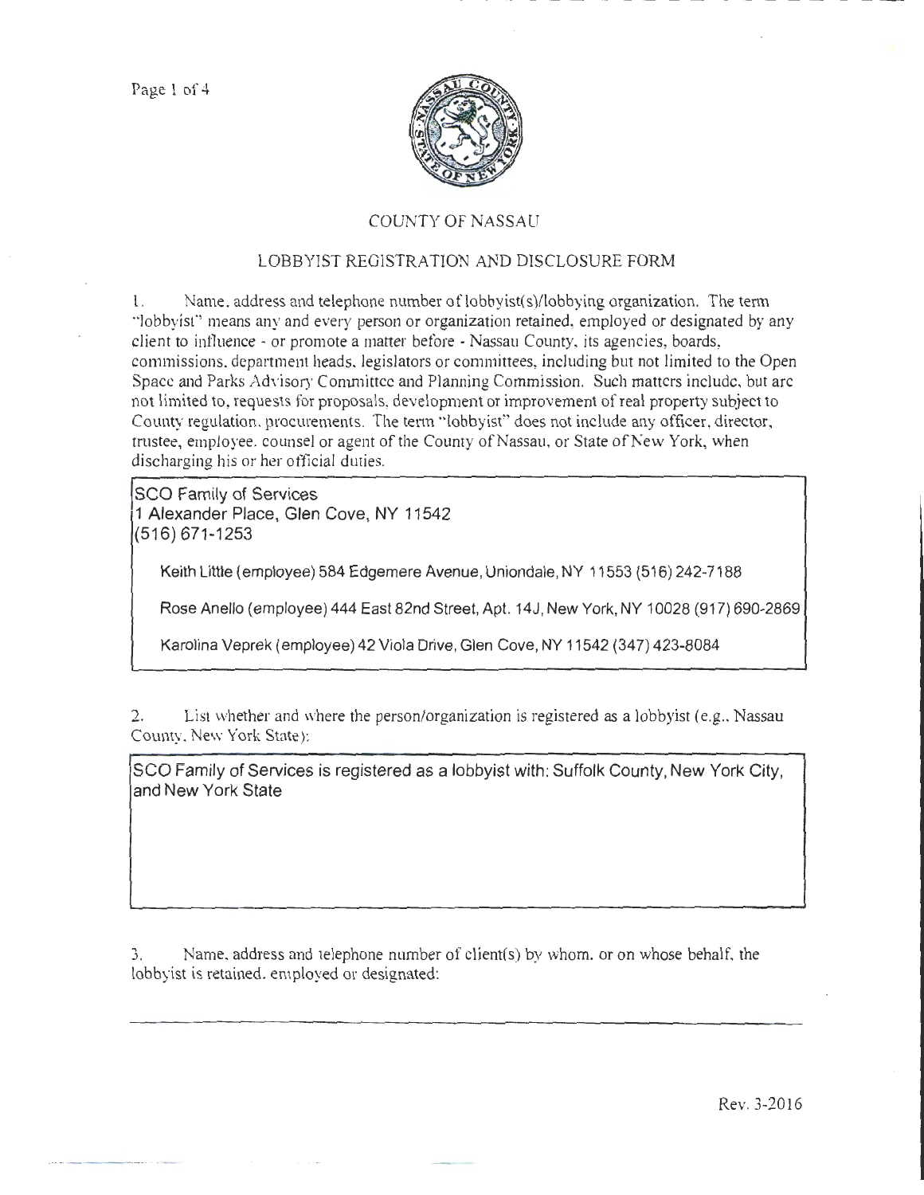## COUNTY OF NASSAU

## LOBBYIST REGISTRATION AND DISCLOSURE FORM

1. Name, address and telephone number of lobbyist(s)/lobbying organization. The term "lobbyist" means any and every person or organization retained, employed or designated by any client to influence - or promote a matter before - Nassau County, its agencies, boards, commissions, department heads, legislators or committees, including but not limited to the Open Space and Parks Advisory Committee and Planning Commission. Such matters include, but are not limited to, requests for proposals, development or improvement of real property subject to County regulation, procurements. The term "lobbyist" does not include any officer, director, trustee, employee, counsel or agent of the County of Nassau, or State of New York, when discharging his or her official duties.

SCO Family of Services
1 Alexander Place, Glen Cove, NY 11542
(516) 671-1253

Keith Little (employee) 584 Edgemere Avenue, Uniondale, NY 11553 (516) 242-7188

Rose Anello (employee) 444 East 82nd Street, Apt. 14J, New York, NY 10028 (917) 690-2869

Karolina Veprek (employee) 42 Viola Drive, Glen Cove, NY 11542 (347) 423-8084

2. List whether and where the person/organization is registered as a lobbyist (e.g., Nassau County, New York State):

SCO Family of Services is registered as a lobbyist with: Suffolk County, New York City, and New York State

3. Name, address and telephone number of client(s) by whom, or on whose behalf, the lobbyist is retained, employed or designated:

Rev. 3-2016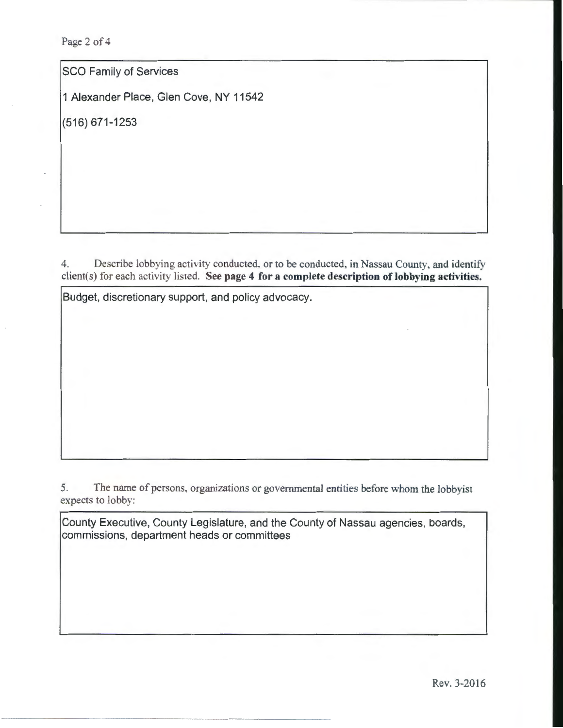SCO Family of Services

1 Alexander Place, Glen Cove, NY 11542

(516) 671-1253

4. Describe lobbying activity conducted, or to be conducted, in Nassau County, and identify client(s) for each activity listed. **See page 4 for a complete description of lobbying activities.**

Budget, discretionary support, and policy advocacy.

5. The name of persons, organizations or governmental entities before whom the lobbyist expects to lobby:

County Executive, County Legislature, and the County of Nassau agencies, boards, commissions, department heads or committees

Rev. 3-2016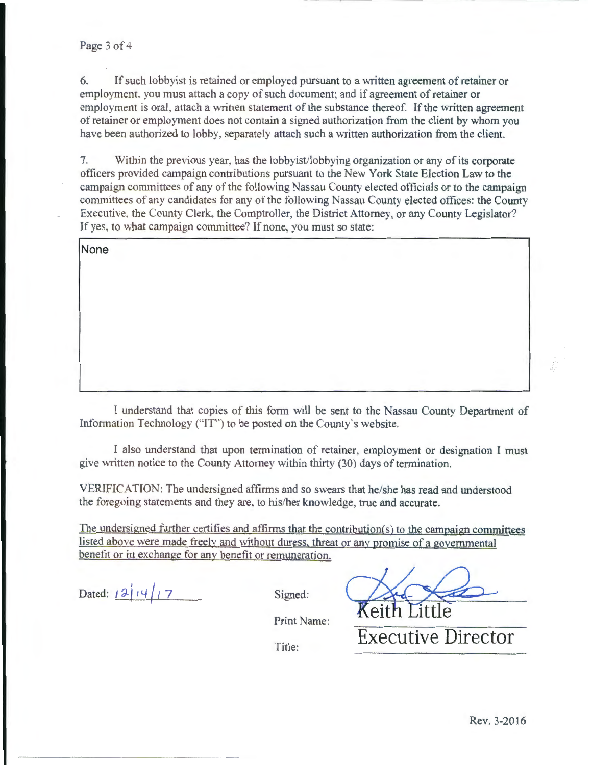6. If such lobbyist is retained or employed pursuant to a written agreement of retainer or employment, you must attach a copy of such document; and if agreement of retainer or employment is oral, attach a written statement of the substance thereof. If the written agreement of retainer or employment does not contain a signed authorization from the client by whom you have been authorized to lobby, separately attach such a written authorization from the client.

7. Within the previous year, has the lobbyist/lobbying organization or any of its corporate officers provided campaign contributions pursuant to the New York State Election Law to the campaign committees of any of the following Nassau County elected officials or to the campaign committees of any candidates for any of the following Nassau County elected offices: the County Executive, the County Clerk, the Comptroller, the District Attorney, or any County Legislator? If yes, to what campaign committee? If none, you must so state:

None

I understand that copies of this form will be sent to the Nassau County Department of Information Technology ("IT") to be posted on the County's website.

I also understand that upon termination of retainer, employment or designation I must give written notice to the County Attorney within thirty (30) days of termination.

VERIFICATION: The undersigned affirms and so swears that he/she has read and understood the foregoing statements and they are, to his/her knowledge, true and accurate.

The undersigned further certifies and affirms that the contribution(s) to the campaign committees listed above were made freely and without duress, threat or any promise of a governmental benefit or in exchange for any benefit or remuneration.

Dated: 12/14/17

Signed: [signature]

Print Name: Keith Little

Title: Executive Director

Rev. 3-2016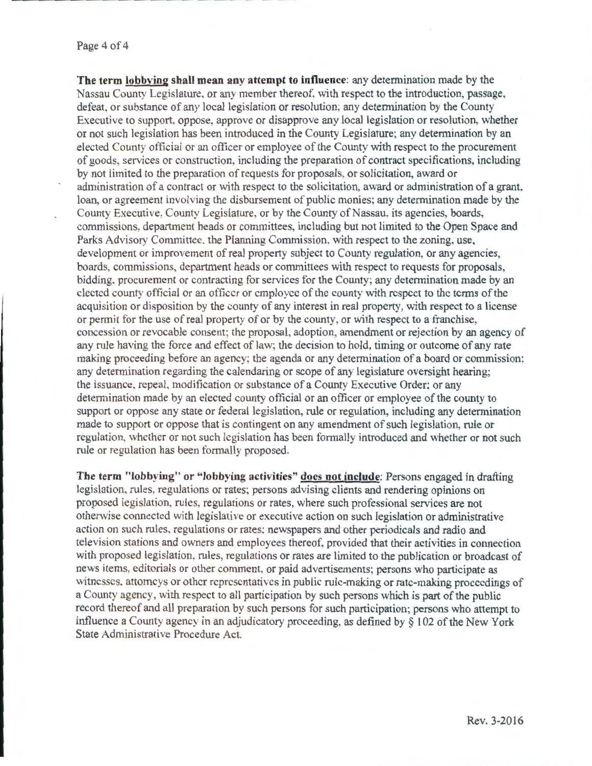**The term lobbying shall mean any attempt to influence**: any determination made by the Nassau County Legislature, or any member thereof, with respect to the introduction, passage, defeat, or substance of any local legislation or resolution; any determination by the County Executive to support, oppose, approve or disapprove any local legislation or resolution, whether or not such legislation has been introduced in the County Legislature; any determination by an elected County official or an officer or employee of the County with respect to the procurement of goods, services or construction, including the preparation of contract specifications, including by not limited to the preparation of requests for proposals, or solicitation, award or administration of a contract or with respect to the solicitation, award or administration of a grant, loan, or agreement involving the disbursement of public monies; any determination made by the County Executive, County Legislature, or by the County of Nassau, its agencies, boards, commissions, department heads or committees, including but not limited to the Open Space and Parks Advisory Committee, the Planning Commission, with respect to the zoning, use, development or improvement of real property subject to County regulation, or any agencies, boards, commissions, department heads or committees with respect to requests for proposals, bidding, procurement or contracting for services for the County; any determination made by an elected county official or an officer or employee of the county with respect to the terms of the acquisition or disposition by the county of any interest in real property, with respect to a license or permit for the use of real property of or by the county, or with respect to a franchise, concession or revocable consent; the proposal, adoption, amendment or rejection by an agency of any rule having the force and effect of law; the decision to hold, timing or outcome of any rate making proceeding before an agency; the agenda or any determination of a board or commission; any determination regarding the calendaring or scope of any legislature oversight hearing; the issuance, repeal, modification or substance of a County Executive Order; or any determination made by an elected county official or an officer or employee of the county to support or oppose any state or federal legislation, rule or regulation, including any determination made to support or oppose that is contingent on any amendment of such legislation, rule or regulation, whether or not such legislation has been formally introduced and whether or not such rule or regulation has been formally proposed.

**The term "lobbying" or "lobbying activities" does not include**: Persons engaged in drafting legislation, rules, regulations or rates; persons advising clients and rendering opinions on proposed legislation, rules, regulations or rates, where such professional services are not otherwise connected with legislative or executive action on such legislation or administrative action on such rules, regulations or rates; newspapers and other periodicals and radio and television stations and owners and employees thereof, provided that their activities in connection with proposed legislation, rules, regulations or rates are limited to the publication or broadcast of news items, editorials or other comment, or paid advertisements; persons who participate as witnesses, attorneys or other representatives in public rule-making or rate-making proceedings of a County agency, with respect to all participation by such persons which is part of the public record thereof and all preparation by such persons for such participation; persons who attempt to influence a County agency in an adjudicatory proceeding, as defined by § 102 of the New York State Administrative Procedure Act.

Rev. 3-2016